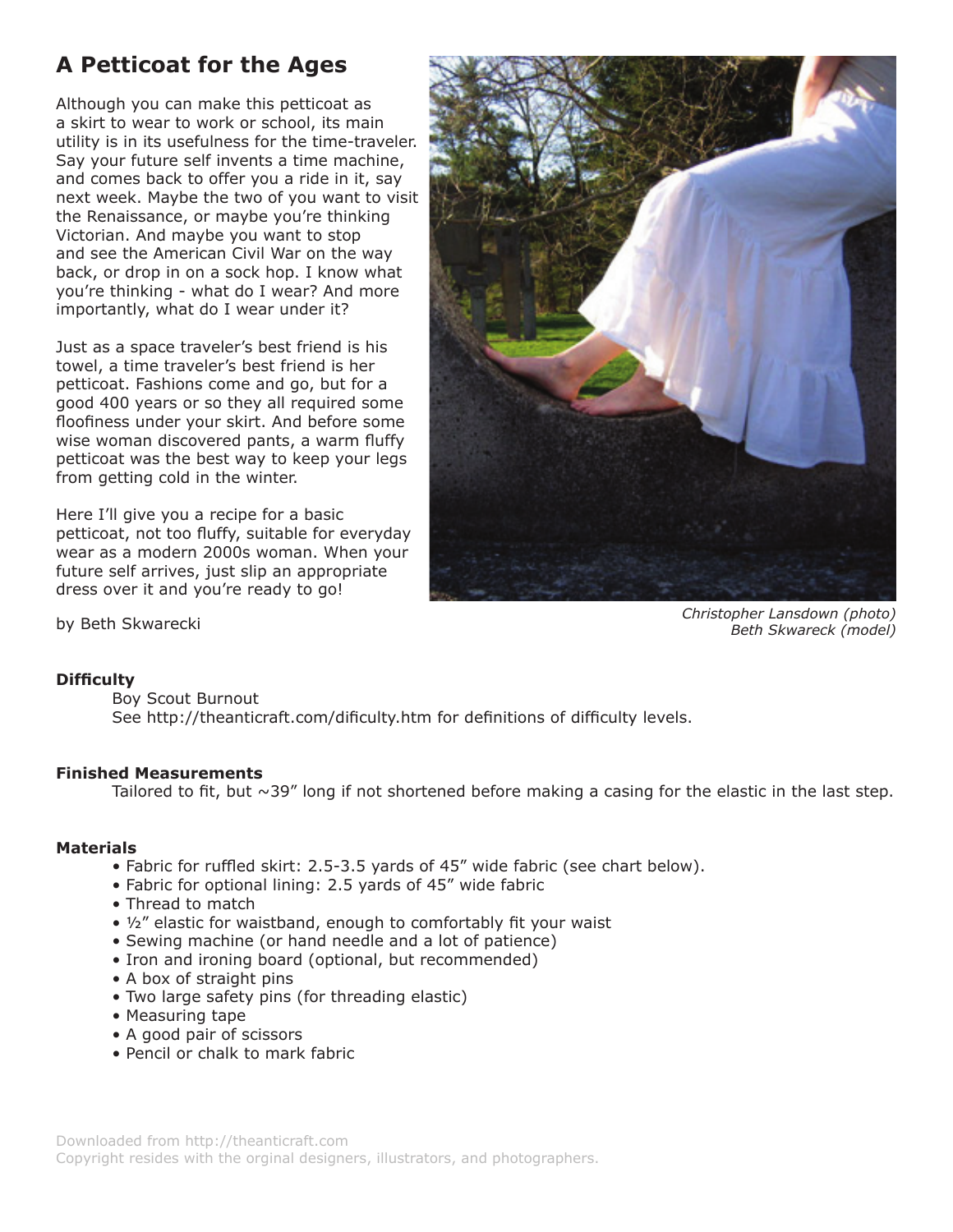# A Petticoat for the Ages

Although you can make this petticoat as a skirt to wear to work or school, its main utility is in its usefulness for the time-traveler. Say your future self invents a time machine, and comes back to offer you a ride in it, say next week. Maybe the two of you want to visit the Renaissance, or maybe you're thinking Victorian. And maybe you want to stop and see the American Civil War on the way back, or drop in on a sock hop. I know what you're thinking - what do I wear? And more importantly, what do I wear under it?

Just as a space traveler's best friend is his towel, a time traveler's best friend is her petticoat. Fashions come and go, but for a good 400 years or so they all required some floofiness under your skirt. And before some wise woman discovered pants, a warm fluffy petticoat was the best way to keep your legs from getting cold in the winter.

Here I'll give you a recipe for a basic petticoat, not too fluffy, suitable for everyday wear as a modern 2000s woman. When your future self arrives, just slip an appropriate dress over it and you're ready to go!

by Beth Skwarecki

*Christopher Lansdown (photo)*
*Beth Skwareck (model)*

**Difficulty**

Boy Scout Burnout
See http://theanticraft.com/dificulty.htm for definitions of difficulty levels.

**Finished Measurements**

Tailored to fit, but ~39" long if not shortened before making a casing for the elastic in the last step.

**Materials**

- Fabric for ruffled skirt: 2.5-3.5 yards of 45" wide fabric (see chart below).
- Fabric for optional lining: 2.5 yards of 45" wide fabric
- Thread to match
- ½" elastic for waistband, enough to comfortably fit your waist
- Sewing machine (or hand needle and a lot of patience)
- Iron and ironing board (optional, but recommended)
- A box of straight pins
- Two large safety pins (for threading elastic)
- Measuring tape
- A good pair of scissors
- Pencil or chalk to mark fabric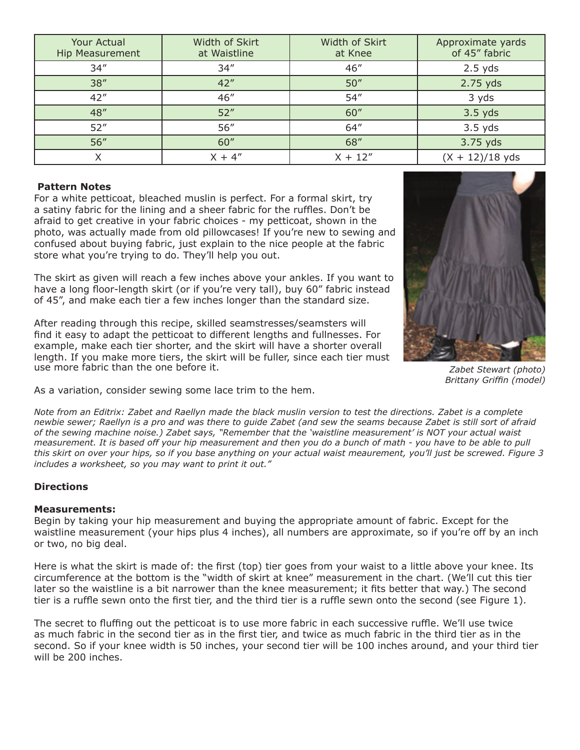| Your Actual Hip Measurement | Width of Skirt at Waistline | Width of Skirt at Knee | Approximate yards of 45″ fabric |
|---|---|---|---|
| 34″ | 34″ | 46″ | 2.5 yds |
| 38″ | 42″ | 50″ | 2.75 yds |
| 42″ | 46″ | 54″ | 3 yds |
| 48″ | 52″ | 60″ | 3.5 yds |
| 52″ | 56″ | 64″ | 3.5 yds |
| 56″ | 60″ | 68″ | 3.75 yds |
| X | X + 4″ | X + 12″ | (X + 12)/18 yds |

**Pattern Notes**

For a white petticoat, bleached muslin is perfect. For a formal skirt, try a satiny fabric for the lining and a sheer fabric for the ruffles. Don't be afraid to get creative in your fabric choices - my petticoat, shown in the photo, was actually made from old pillowcases! If you're new to sewing and confused about buying fabric, just explain to the nice people at the fabric store what you're trying to do. They'll help you out.

The skirt as given will reach a few inches above your ankles. If you want to have a long floor-length skirt (or if you're very tall), buy 60″ fabric instead of 45″, and make each tier a few inches longer than the standard size.

After reading through this recipe, skilled seamstresses/seamsters will find it easy to adapt the petticoat to different lengths and fullnesses. For example, make each tier shorter, and the skirt will have a shorter overall length. If you make more tiers, the skirt will be fuller, since each tier must use more fabric than the one before it.

*Zabet Stewart (photo)*
*Brittany Griffin (model)*

As a variation, consider sewing some lace trim to the hem.

*Note from an Editrix: Zabet and Raellyn made the black muslin version to test the directions. Zabet is a complete newbie sewer; Raellyn is a pro and was there to guide Zabet (and sew the seams because Zabet is still sort of afraid of the sewing machine noise.) Zabet says, "Remember that the 'waistline measurement' is NOT your actual waist measurement. It is based off your hip measurement and then you do a bunch of math - you have to be able to pull this skirt on over your hips, so if you base anything on your actual waist meaurement, you'll just be screwed. Figure 3 includes a worksheet, so you may want to print it out."*

## Directions

### Measurements:

Begin by taking your hip measurement and buying the appropriate amount of fabric. Except for the waistline measurement (your hips plus 4 inches), all numbers are approximate, so if you're off by an inch or two, no big deal.

Here is what the skirt is made of: the first (top) tier goes from your waist to a little above your knee. Its circumference at the bottom is the "width of skirt at knee" measurement in the chart. (We'll cut this tier later so the waistline is a bit narrower than the knee measurement; it fits better that way.) The second tier is a ruffle sewn onto the first tier, and the third tier is a ruffle sewn onto the second (see Figure 1).

The secret to fluffing out the petticoat is to use more fabric in each successive ruffle. We'll use twice as much fabric in the second tier as in the first tier, and twice as much fabric in the third tier as in the second. So if your knee width is 50 inches, your second tier will be 100 inches around, and your third tier will be 200 inches.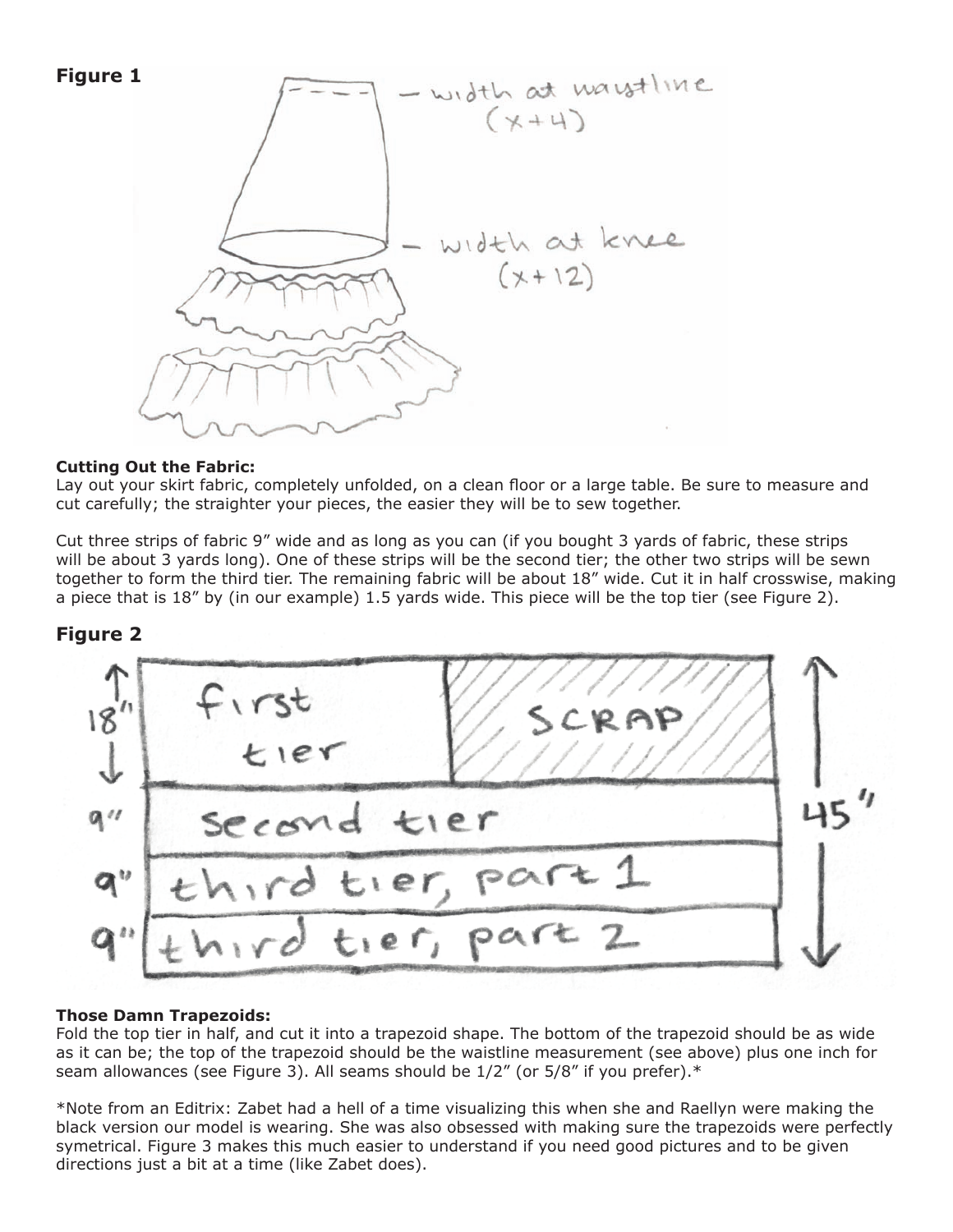**Figure 1**

**Cutting Out the Fabric:**
Lay out your skirt fabric, completely unfolded, on a clean floor or a large table. Be sure to measure and cut carefully; the straighter your pieces, the easier they will be to sew together.

Cut three strips of fabric 9" wide and as long as you can (if you bought 3 yards of fabric, these strips will be about 3 yards long). One of these strips will be the second tier; the other two strips will be sewn together to form the third tier. The remaining fabric will be about 18" wide. Cut it in half crosswise, making a piece that is 18" by (in our example) 1.5 yards wide. This piece will be the top tier (see Figure 2).

**Figure 2**

**Those Damn Trapezoids:**
Fold the top tier in half, and cut it into a trapezoid shape. The bottom of the trapezoid should be as wide as it can be; the top of the trapezoid should be the waistline measurement (see above) plus one inch for seam allowances (see Figure 3). All seams should be 1/2" (or 5/8" if you prefer).*

*Note from an Editrix: Zabet had a hell of a time visualizing this when she and Raellyn were making the black version our model is wearing. She was also obsessed with making sure the trapezoids were perfectly symetrical. Figure 3 makes this much easier to understand if you need good pictures and to be given directions just a bit at a time (like Zabet does).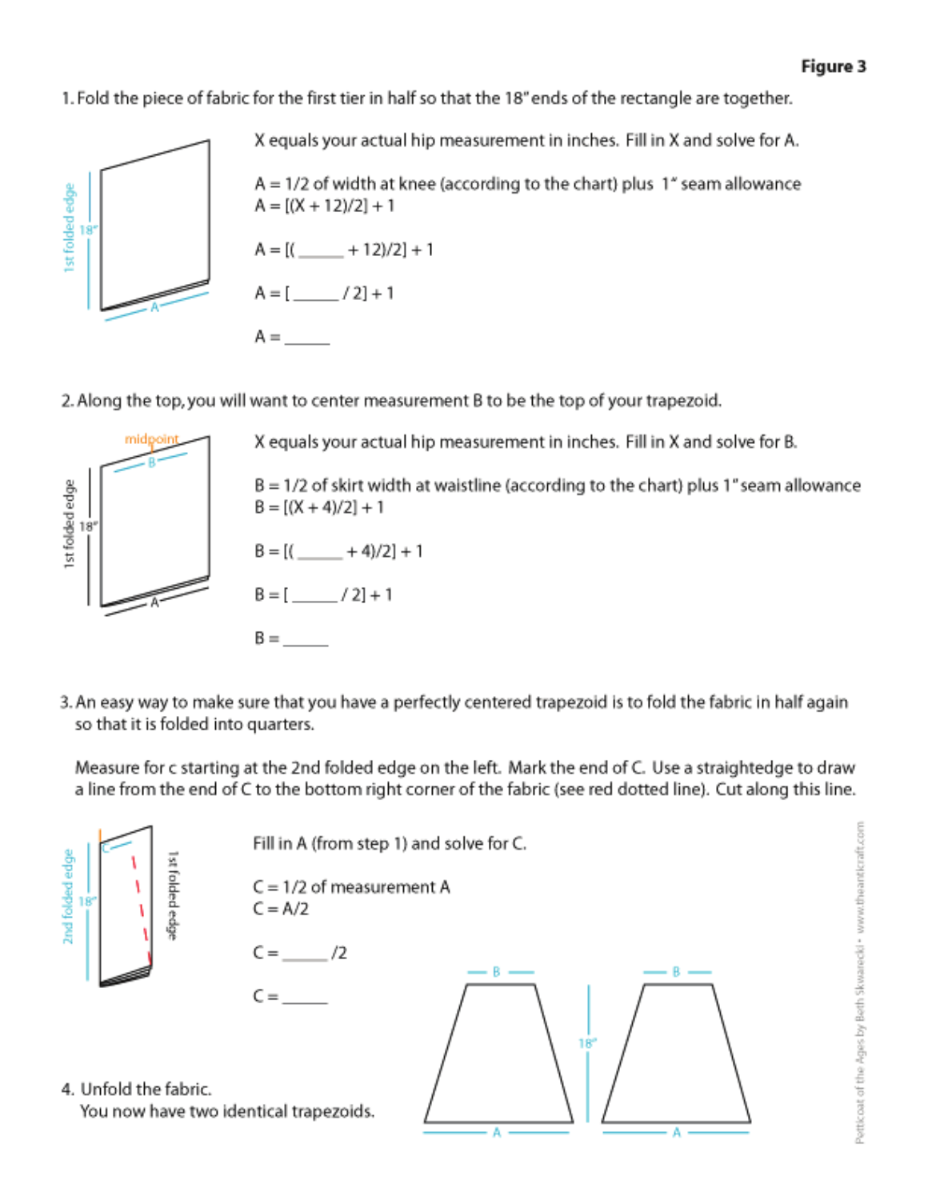**Figure 3**

1. Fold the piece of fabric for the first tier in half so that the 18" ends of the rectangle are together.

X equals your actual hip measurement in inches. Fill in X and solve for A.

A = 1/2 of width at knee (according to the chart) plus 1" seam allowance

$A = [(X + 12)/2] + 1$

A = [(______ + 12)/2] + 1

A = [______ / 2] + 1

A = ______

2. Along the top, you will want to center measurement B to be the top of your trapezoid.

X equals your actual hip measurement in inches. Fill in X and solve for B.

B = 1/2 of skirt width at waistline (according to the chart) plus 1" seam allowance

$B = [(X + 4)/2] + 1$

B = [(______ + 4)/2] + 1

B = [______ / 2] + 1

B = ______

3. An easy way to make sure that you have a perfectly centered trapezoid is to fold the fabric in half again so that it is folded into quarters.

Measure for c starting at the 2nd folded edge on the left. Mark the end of C. Use a straightedge to draw a line from the end of C to the bottom right corner of the fabric (see red dotted line). Cut along this line.

Fill in A (from step 1) and solve for C.

C = 1/2 of measurement A

$C = A/2$

C = ______/2

C = ______

4. Unfold the fabric.
   You now have two identical trapezoids.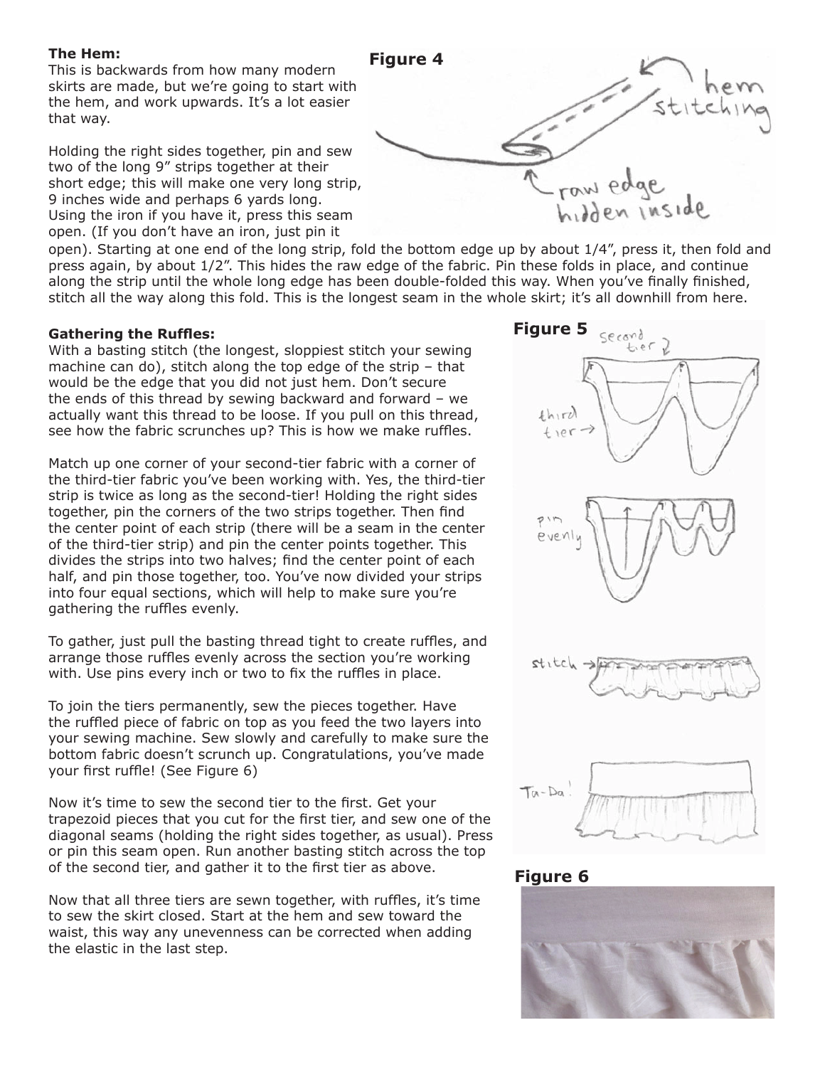**The Hem:**

This is backwards from how many modern skirts are made, but we're going to start with the hem, and work upwards. It's a lot easier that way.

Holding the right sides together, pin and sew two of the long 9" strips together at their short edge; this will make one very long strip, 9 inches wide and perhaps 6 yards long. Using the iron if you have it, press this seam open. (If you don't have an iron, just pin it open). Starting at one end of the long strip, fold the bottom edge up by about 1/4", press it, then fold and press again, by about 1/2". This hides the raw edge of the fabric. Pin these folds in place, and continue along the strip until the whole long edge has been double-folded this way. When you've finally finished, stitch all the way along this fold. This is the longest seam in the whole skirt; it's all downhill from here.

**Figure 4**

**Gathering the Ruffles:**

With a basting stitch (the longest, sloppiest stitch your sewing machine can do), stitch along the top edge of the strip – that would be the edge that you did not just hem. Don't secure the ends of this thread by sewing backward and forward – we actually want this thread to be loose. If you pull on this thread, see how the fabric scrunches up? This is how we make ruffles.

Match up one corner of your second-tier fabric with a corner of the third-tier fabric you've been working with. Yes, the third-tier strip is twice as long as the second-tier! Holding the right sides together, pin the corners of the two strips together. Then find the center point of each strip (there will be a seam in the center of the third-tier strip) and pin the center points together. This divides the strips into two halves; find the center point of each half, and pin those together, too. You've now divided your strips into four equal sections, which will help to make sure you're gathering the ruffles evenly.

To gather, just pull the basting thread tight to create ruffles, and arrange those ruffles evenly across the section you're working with. Use pins every inch or two to fix the ruffles in place.

To join the tiers permanently, sew the pieces together. Have the ruffled piece of fabric on top as you feed the two layers into your sewing machine. Sew slowly and carefully to make sure the bottom fabric doesn't scrunch up. Congratulations, you've made your first ruffle! (See Figure 6)

Now it's time to sew the second tier to the first. Get your trapezoid pieces that you cut for the first tier, and sew one of the diagonal seams (holding the right sides together, as usual). Press or pin this seam open. Run another basting stitch across the top of the second tier, and gather it to the first tier as above.

Now that all three tiers are sewn together, with ruffles, it's time to sew the skirt closed. Start at the hem and sew toward the waist, this way any unevenness can be corrected when adding the elastic in the last step.

**Figure 5**

**Figure 6**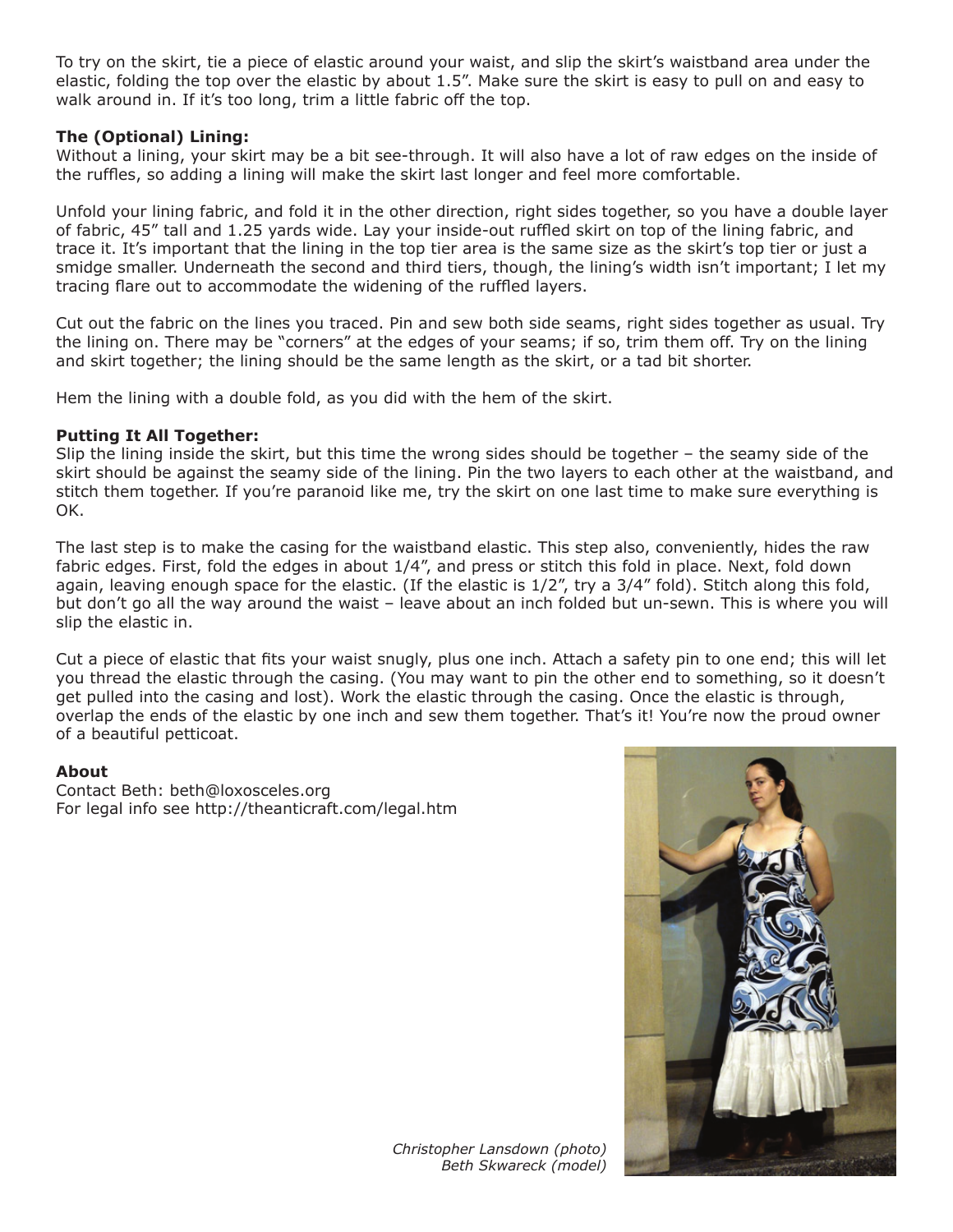To try on the skirt, tie a piece of elastic around your waist, and slip the skirt's waistband area under the elastic, folding the top over the elastic by about 1.5". Make sure the skirt is easy to pull on and easy to walk around in. If it's too long, trim a little fabric off the top.

**The (Optional) Lining:**

Without a lining, your skirt may be a bit see-through. It will also have a lot of raw edges on the inside of the ruffles, so adding a lining will make the skirt last longer and feel more comfortable.

Unfold your lining fabric, and fold it in the other direction, right sides together, so you have a double layer of fabric, 45" tall and 1.25 yards wide. Lay your inside-out ruffled skirt on top of the lining fabric, and trace it. It's important that the lining in the top tier area is the same size as the skirt's top tier or just a smidge smaller. Underneath the second and third tiers, though, the lining's width isn't important; I let my tracing flare out to accommodate the widening of the ruffled layers.

Cut out the fabric on the lines you traced. Pin and sew both side seams, right sides together as usual. Try the lining on. There may be "corners" at the edges of your seams; if so, trim them off. Try on the lining and skirt together; the lining should be the same length as the skirt, or a tad bit shorter.

Hem the lining with a double fold, as you did with the hem of the skirt.

**Putting It All Together:**

Slip the lining inside the skirt, but this time the wrong sides should be together – the seamy side of the skirt should be against the seamy side of the lining. Pin the two layers to each other at the waistband, and stitch them together. If you're paranoid like me, try the skirt on one last time to make sure everything is OK.

The last step is to make the casing for the waistband elastic. This step also, conveniently, hides the raw fabric edges. First, fold the edges in about 1/4", and press or stitch this fold in place. Next, fold down again, leaving enough space for the elastic. (If the elastic is 1/2", try a 3/4" fold). Stitch along this fold, but don't go all the way around the waist – leave about an inch folded but un-sewn. This is where you will slip the elastic in.

Cut a piece of elastic that fits your waist snugly, plus one inch. Attach a safety pin to one end; this will let you thread the elastic through the casing. (You may want to pin the other end to something, so it doesn't get pulled into the casing and lost). Work the elastic through the casing. Once the elastic is through, overlap the ends of the elastic by one inch and sew them together. That's it! You're now the proud owner of a beautiful petticoat.

**About**

Contact Beth: beth@loxosceles.org
For legal info see http://theanticraft.com/legal.htm

*Christopher Lansdown (photo)*
*Beth Skwareck (model)*